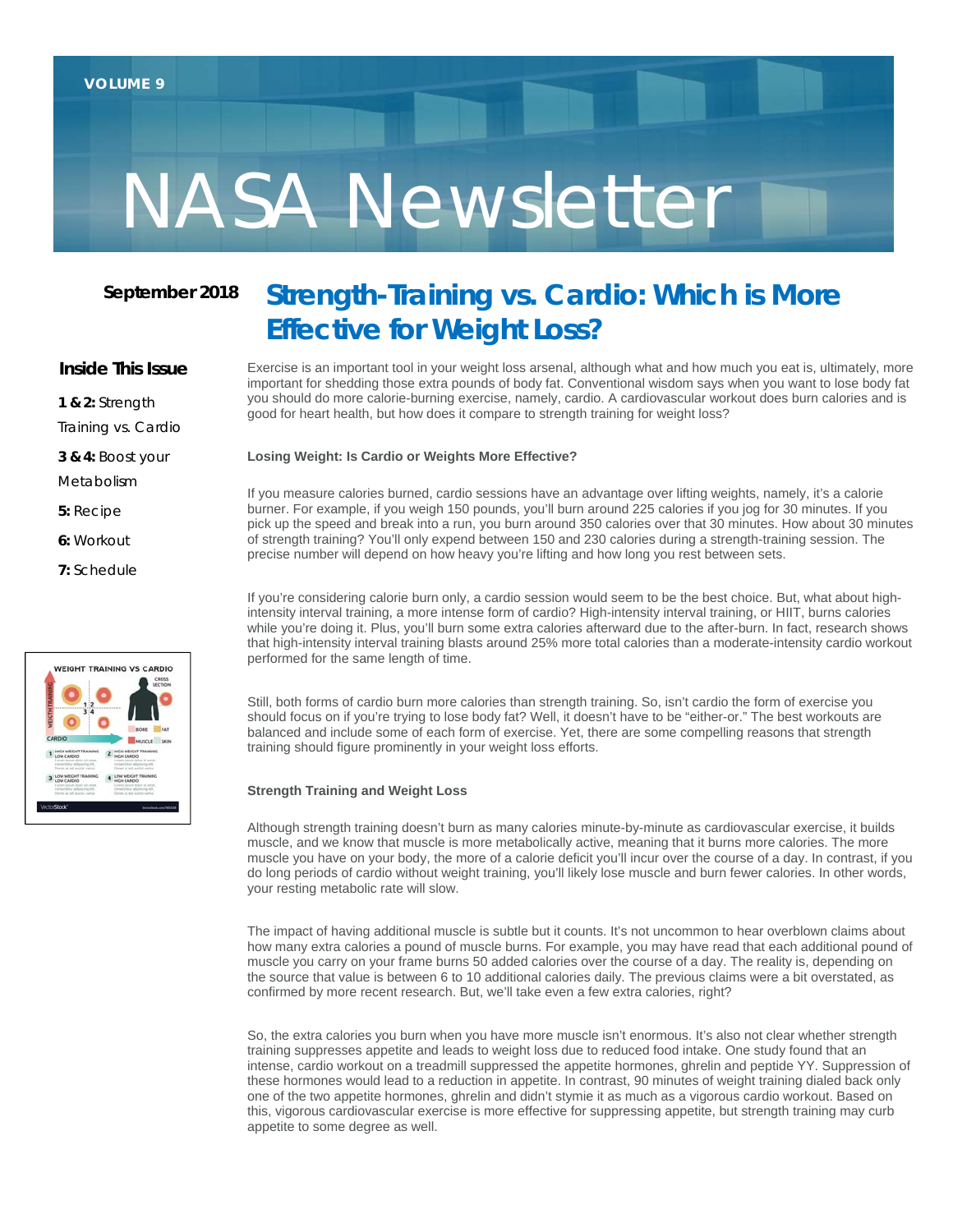VOLUME 9

# NASA Newsletter

**September 2018**

## Strength-Training vs. Cardio: Which is More Effective for Weight Loss?

### Inside This Issue

**1 & 2:** Strength Training vs. Cardio

**3 & 4:** Boost your Metabolism

**5:** Recipe

**6:** Workout

**7:** Schedule

Exercise is an important tool in your weight loss arsenal, although what and how much you eat is, ultimately, more important for shedding those extra pounds of body fat. Conventional wisdom says when you want to lose body fat you should do more calorie-burning exercise, namely, cardio. A cardiovascular workout does burn calories and is good for heart health, but how does it compare to strength training for weight loss?

**Losing Weight: Is Cardio or Weights More Effective?**

If you measure calories burned, cardio sessions have an advantage over lifting weights, namely, it's a calorie burner. For example, if you weigh 150 pounds, you'll burn around 225 calories if you jog for 30 minutes. If you pick up the speed and break into a run, you burn around 350 calories over that 30 minutes. How about 30 minutes of strength training? You'll only expend between 150 and 230 calories during a strength-training session. The precise number will depend on how heavy you're lifting and how long you rest between sets.

If you're considering calorie burn only, a cardio session would seem to be the best choice. But, what about high-intensity interval training, a more intense form of cardio? High-intensity interval training, or HIIT, burns calories while you're doing it. Plus, you'll burn some extra calories afterward due to the after-burn. In fact, research shows that high-intensity interval training blasts around 25% more total calories than a moderate-intensity cardio workout performed for the same length of time.

Still, both forms of cardio burn more calories than strength training. So, isn't cardio the form of exercise you should focus on if you're trying to lose body fat? Well, it doesn't have to be "either-or." The best workouts are balanced and include some of each form of exercise. Yet, there are some compelling reasons that strength training should figure prominently in your weight loss efforts.

**Strength Training and Weight Loss**

Although strength training doesn't burn as many calories minute-by-minute as cardiovascular exercise, it builds muscle, and we know that muscle is more metabolically active, meaning that it burns more calories. The more muscle you have on your body, the more of a calorie deficit you'll incur over the course of a day. In contrast, if you do long periods of cardio without weight training, you'll likely lose muscle and burn fewer calories. In other words, your resting metabolic rate will slow.

The impact of having additional muscle is subtle but it counts. It's not uncommon to hear overblown claims about how many extra calories a pound of muscle burns. For example, you may have read that each additional pound of muscle you carry on your frame burns 50 added calories over the course of a day. The reality is, depending on the source that value is between 6 to 10 additional calories daily. The previous claims were a bit overstated, as confirmed by more recent research. But, we'll take even a few extra calories, right?

So, the extra calories you burn when you have more muscle isn't enormous. It's also not clear whether strength training suppresses appetite and leads to weight loss due to reduced food intake. One study found that an intense, cardio workout on a treadmill suppressed the appetite hormones, ghrelin and peptide YY. Suppression of these hormones would lead to a reduction in appetite. In contrast, 90 minutes of weight training dialed back only one of the two appetite hormones, ghrelin and didn't stymie it as much as a vigorous cardio workout. Based on this, vigorous cardiovascular exercise is more effective for suppressing appetite, but strength training may curb appetite to some degree as well.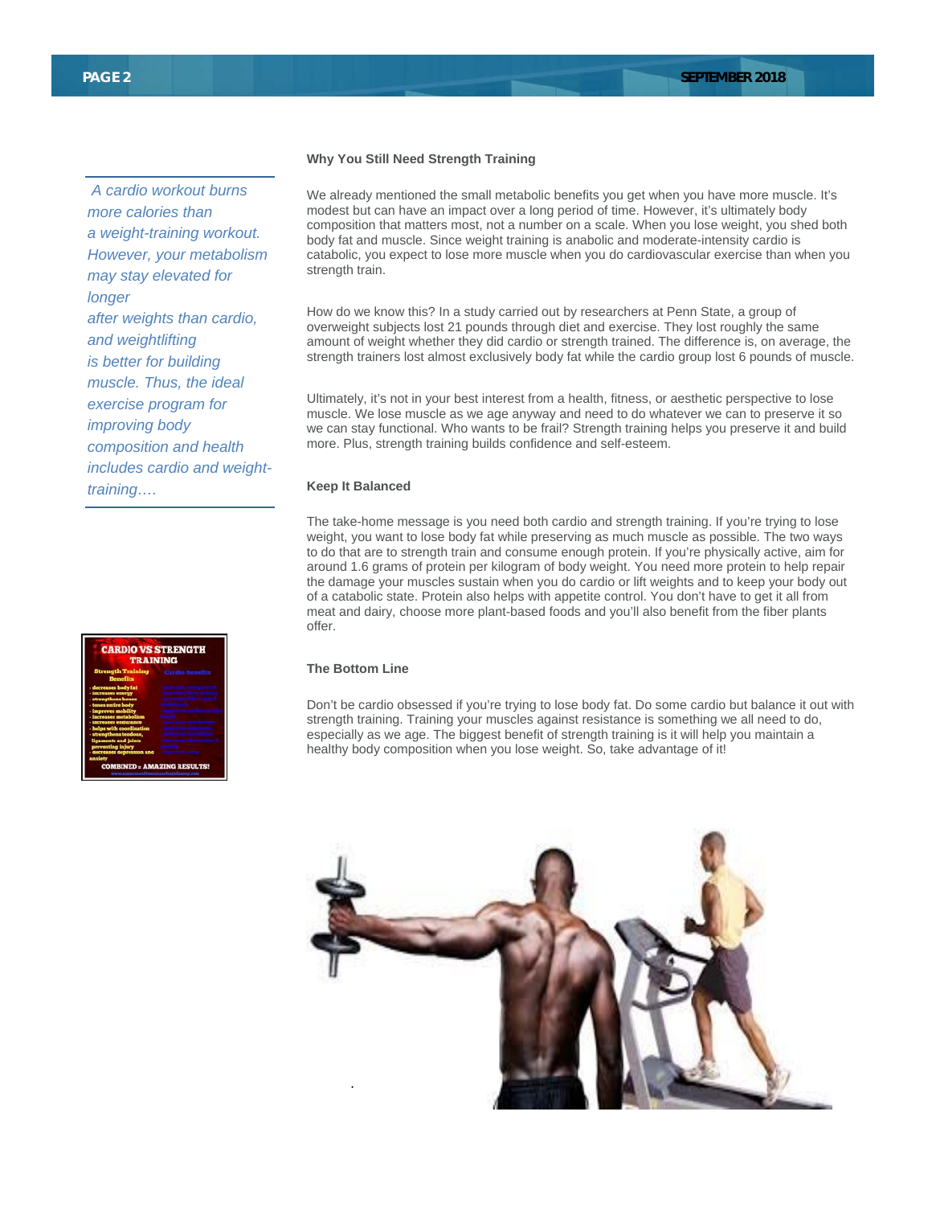> A cardio workout burns more calories than a weight-training workout. However, your metabolism may stay elevated for longer after weights than cardio, and weightlifting is better for building muscle. Thus, the ideal exercise program for improving body composition and health includes cardio and weight-training….

### Why You Still Need Strength Training

We already mentioned the small metabolic benefits you get when you have more muscle. It's modest but can have an impact over a long period of time. However, it's ultimately body composition that matters most, not a number on a scale. When you lose weight, you shed both body fat and muscle. Since weight training is anabolic and moderate-intensity cardio is catabolic, you expect to lose more muscle when you do cardiovascular exercise than when you strength train.

How do we know this? In a study carried out by researchers at Penn State, a group of overweight subjects lost 21 pounds through diet and exercise. They lost roughly the same amount of weight whether they did cardio or strength trained. The difference is, on average, the strength trainers lost almost exclusively body fat while the cardio group lost 6 pounds of muscle.

Ultimately, it's not in your best interest from a health, fitness, or aesthetic perspective to lose muscle. We lose muscle as we age anyway and need to do whatever we can to preserve it so we can stay functional. Who wants to be frail? Strength training helps you preserve it and build more. Plus, strength training builds confidence and self-esteem.

### Keep It Balanced

The take-home message is you need both cardio and strength training. If you're trying to lose weight, you want to lose body fat while preserving as much muscle as possible. The two ways to do that are to strength train and consume enough protein. If you're physically active, aim for around 1.6 grams of protein per kilogram of body weight. You need more protein to help repair the damage your muscles sustain when you do cardio or lift weights and to keep your body out of a catabolic state. Protein also helps with appetite control. You don't have to get it all from meat and dairy, choose more plant-based foods and you'll also benefit from the fiber plants offer.

### The Bottom Line

Don't be cardio obsessed if you're trying to lose body fat. Do some cardio but balance it out with strength training. Training your muscles against resistance is something we all need to do, especially as we age. The biggest benefit of strength training is it will help you maintain a healthy body composition when you lose weight. So, take advantage of it!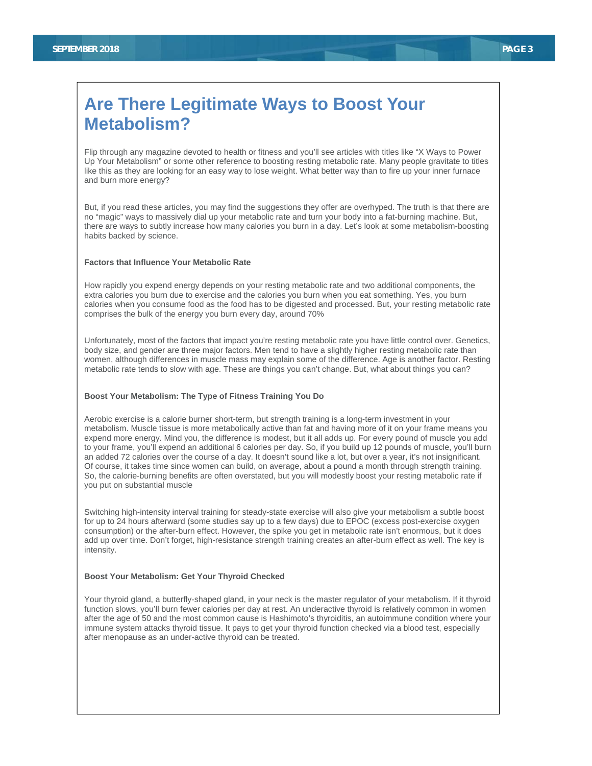# Are There Legitimate Ways to Boost Your Metabolism?

Flip through any magazine devoted to health or fitness and you'll see articles with titles like "X Ways to Power Up Your Metabolism" or some other reference to boosting resting metabolic rate. Many people gravitate to titles like this as they are looking for an easy way to lose weight. What better way than to fire up your inner furnace and burn more energy?

But, if you read these articles, you may find the suggestions they offer are overhyped. The truth is that there are no "magic" ways to massively dial up your metabolic rate and turn your body into a fat-burning machine. But, there are ways to subtly increase how many calories you burn in a day. Let's look at some metabolism-boosting habits backed by science.

**Factors that Influence Your Metabolic Rate**

How rapidly you expend energy depends on your resting metabolic rate and two additional components, the extra calories you burn due to exercise and the calories you burn when you eat something. Yes, you burn calories when you consume food as the food has to be digested and processed. But, your resting metabolic rate comprises the bulk of the energy you burn every day, around 70%

Unfortunately, most of the factors that impact you're resting metabolic rate you have little control over. Genetics, body size, and gender are three major factors. Men tend to have a slightly higher resting metabolic rate than women, although differences in muscle mass may explain some of the difference. Age is another factor. Resting metabolic rate tends to slow with age. These are things you can't change. But, what about things you can?

**Boost Your Metabolism: The Type of Fitness Training You Do**

Aerobic exercise is a calorie burner short-term, but strength training is a long-term investment in your metabolism. Muscle tissue is more metabolically active than fat and having more of it on your frame means you expend more energy. Mind you, the difference is modest, but it all adds up. For every pound of muscle you add to your frame, you'll expend an additional 6 calories per day. So, if you build up 12 pounds of muscle, you'll burn an added 72 calories over the course of a day. It doesn't sound like a lot, but over a year, it's not insignificant. Of course, it takes time since women can build, on average, about a pound a month through strength training. So, the calorie-burning benefits are often overstated, but you will modestly boost your resting metabolic rate if you put on substantial muscle

Switching high-intensity interval training for steady-state exercise will also give your metabolism a subtle boost for up to 24 hours afterward (some studies say up to a few days) due to EPOC (excess post-exercise oxygen consumption) or the after-burn effect. However, the spike you get in metabolic rate isn't enormous, but it does add up over time. Don't forget, high-resistance strength training creates an after-burn effect as well. The key is intensity.

**Boost Your Metabolism: Get Your Thyroid Checked**

Your thyroid gland, a butterfly-shaped gland, in your neck is the master regulator of your metabolism. If it thyroid function slows, you'll burn fewer calories per day at rest. An underactive thyroid is relatively common in women after the age of 50 and the most common cause is Hashimoto's thyroiditis, an autoimmune condition where your immune system attacks thyroid tissue. It pays to get your thyroid function checked via a blood test, especially after menopause as an under-active thyroid can be treated.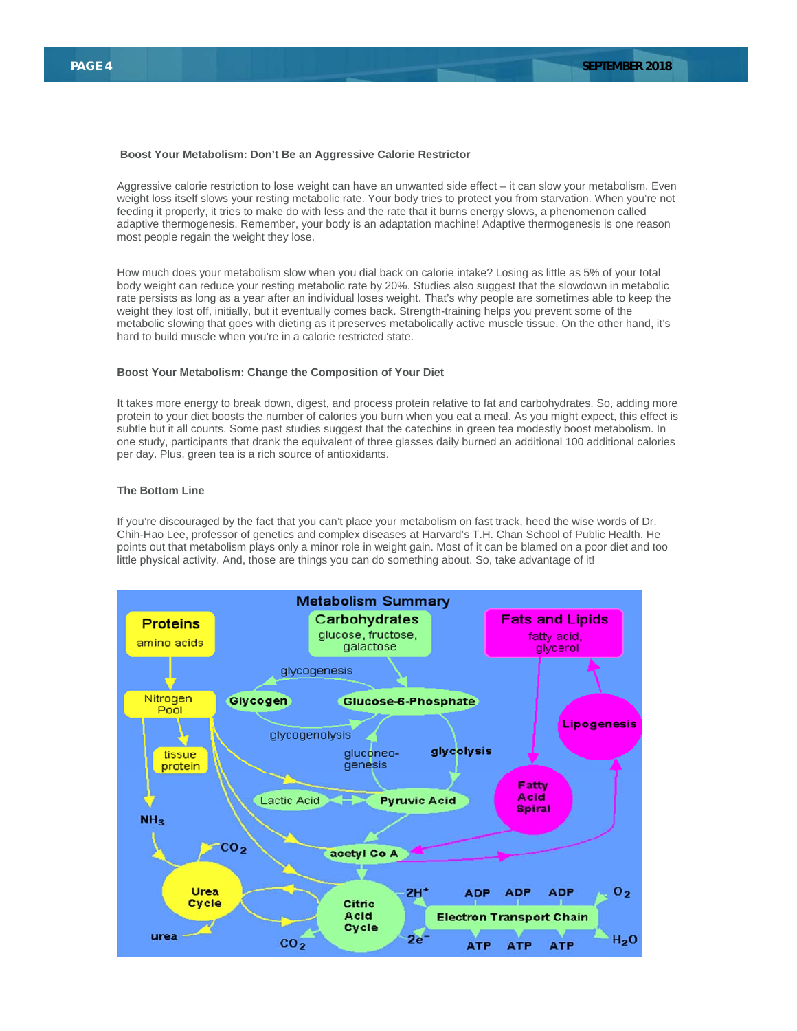### Boost Your Metabolism: Don't Be an Aggressive Calorie Restrictor

Aggressive calorie restriction to lose weight can have an unwanted side effect – it can slow your metabolism. Even weight loss itself slows your resting metabolic rate. Your body tries to protect you from starvation. When you're not feeding it properly, it tries to make do with less and the rate that it burns energy slows, a phenomenon called adaptive thermogenesis. Remember, your body is an adaptation machine! Adaptive thermogenesis is one reason most people regain the weight they lose.

How much does your metabolism slow when you dial back on calorie intake? Losing as little as 5% of your total body weight can reduce your resting metabolic rate by 20%. Studies also suggest that the slowdown in metabolic rate persists as long as a year after an individual loses weight. That's why people are sometimes able to keep the weight they lost off, initially, but it eventually comes back. Strength-training helps you prevent some of the metabolic slowing that goes with dieting as it preserves metabolically active muscle tissue. On the other hand, it's hard to build muscle when you're in a calorie restricted state.

### Boost Your Metabolism: Change the Composition of Your Diet

It takes more energy to break down, digest, and process protein relative to fat and carbohydrates. So, adding more protein to your diet boosts the number of calories you burn when you eat a meal. As you might expect, this effect is subtle but it all counts. Some past studies suggest that the catechins in green tea modestly boost metabolism. In one study, participants that drank the equivalent of three glasses daily burned an additional 100 additional calories per day. Plus, green tea is a rich source of antioxidants.

### The Bottom Line

If you're discouraged by the fact that you can't place your metabolism on fast track, heed the wise words of Dr. Chih-Hao Lee, professor of genetics and complex diseases at Harvard's T.H. Chan School of Public Health. He points out that metabolism plays only a minor role in weight gain. Most of it can be blamed on a poor diet and too little physical activity. And, those are things you can do something about. So, take advantage of it!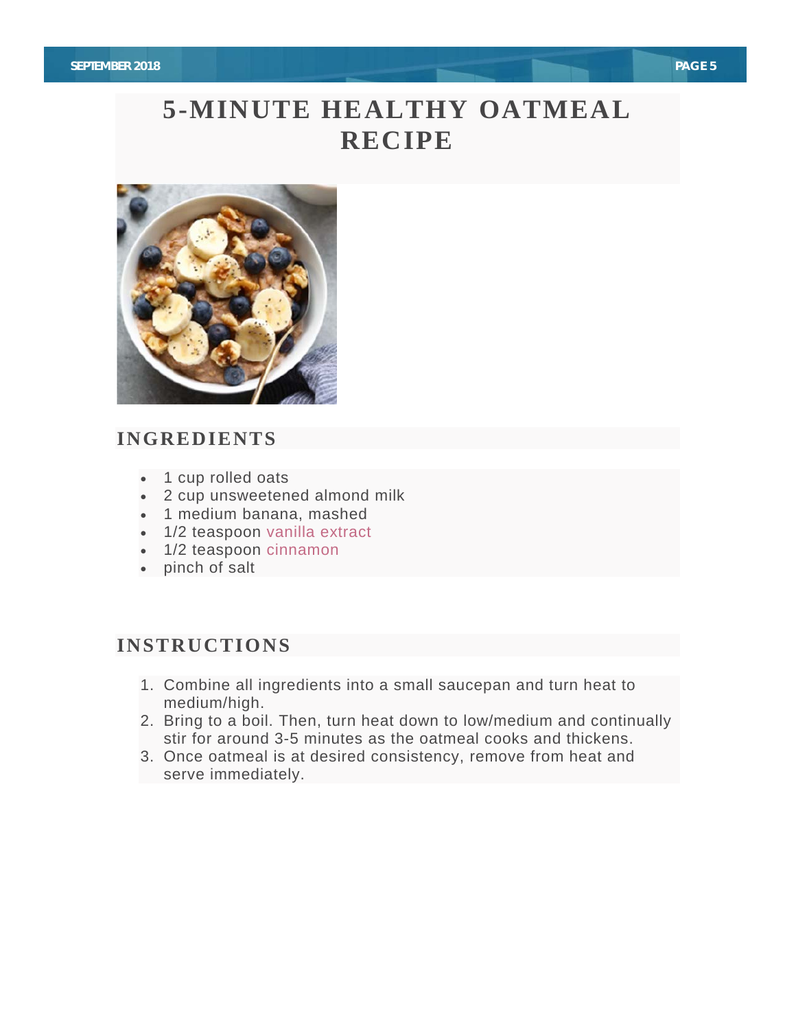# 5-MINUTE HEALTHY OATMEAL RECIPE

## INGREDIENTS

- 1 cup rolled oats
- 2 cup unsweetened almond milk
- 1 medium banana, mashed
- 1/2 teaspoon vanilla extract
- 1/2 teaspoon cinnamon
- pinch of salt

## INSTRUCTIONS

1. Combine all ingredients into a small saucepan and turn heat to medium/high.
2. Bring to a boil. Then, turn heat down to low/medium and continually stir for around 3-5 minutes as the oatmeal cooks and thickens.
3. Once oatmeal is at desired consistency, remove from heat and serve immediately.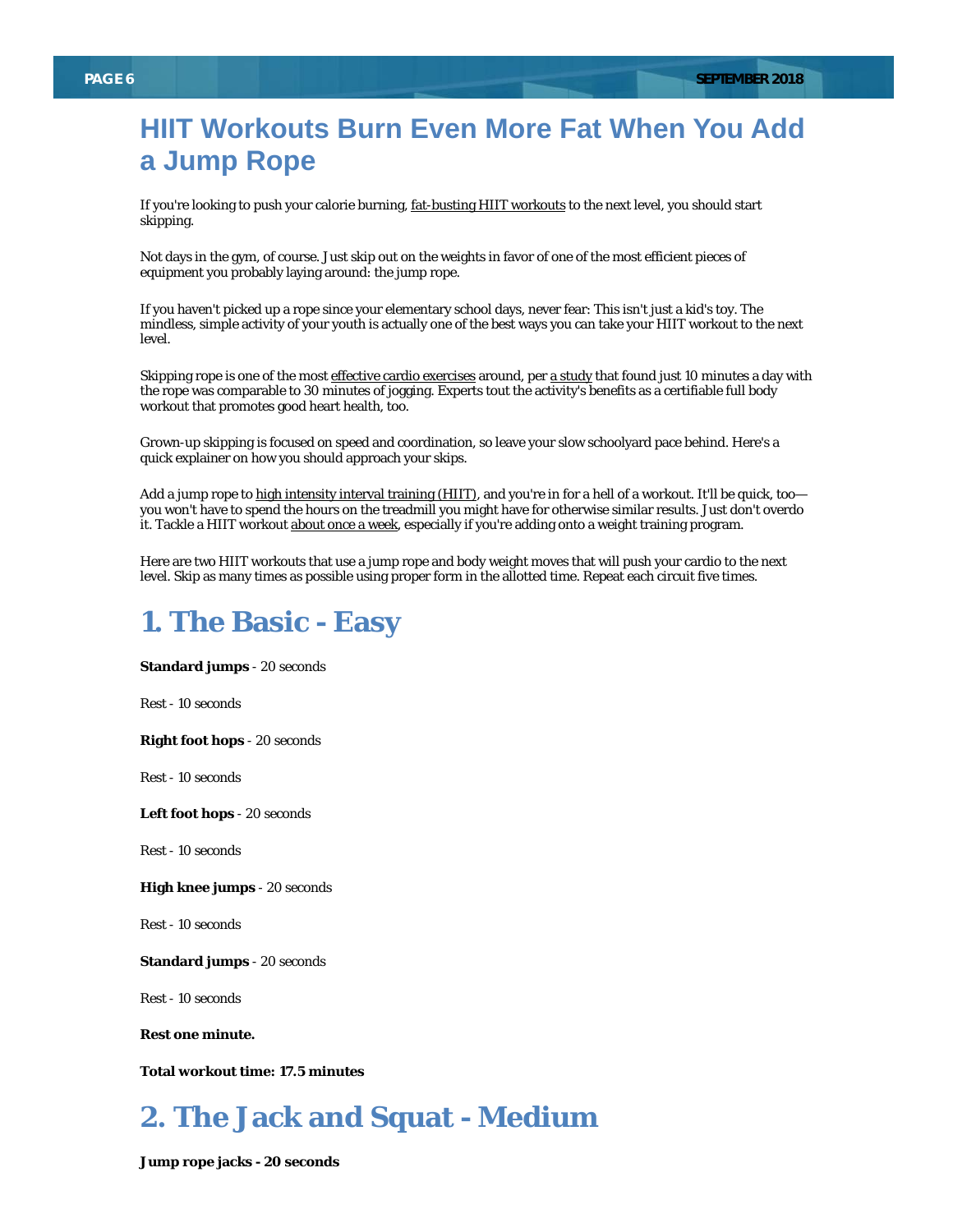# HIIT Workouts Burn Even More Fat When You Add a Jump Rope

If you're looking to push your calorie burning, fat-busting HIIT workouts to the next level, you should start skipping.

Not days in the gym, of course. Just skip out on the weights in favor of one of the most efficient pieces of equipment you probably laying around: the jump rope.

If you haven't picked up a rope since your elementary school days, never fear: This isn't just a kid's toy. The mindless, simple activity of your youth is actually one of the best ways you can take your HIIT workout to the next level.

Skipping rope is one of the most effective cardio exercises around, per a study that found just 10 minutes a day with the rope was comparable to 30 minutes of jogging. Experts tout the activity's benefits as a certifiable full body workout that promotes good heart health, too.

Grown-up skipping is focused on speed and coordination, so leave your slow schoolyard pace behind. Here's a quick explainer on how you should approach your skips.

Add a jump rope to high intensity interval training (HIIT), and you're in for a hell of a workout. It'll be quick, too—you won't have to spend the hours on the treadmill you might have for otherwise similar results. Just don't overdo it. Tackle a HIIT workout about once a week, especially if you're adding onto a weight training program.

Here are two HIIT workouts that use a jump rope and body weight moves that will push your cardio to the next level. Skip as many times as possible using proper form in the allotted time. Repeat each circuit five times.

## 1. The Basic - Easy

**Standard jumps** - 20 seconds

Rest - 10 seconds

**Right foot hops** - 20 seconds

Rest - 10 seconds

**Left foot hops** - 20 seconds

Rest - 10 seconds

**High knee jumps** - 20 seconds

Rest - 10 seconds

**Standard jumps** - 20 seconds

Rest - 10 seconds

**Rest one minute.**

**Total workout time: 17.5 minutes**

## 2. The Jack and Squat - Medium

**Jump rope jacks - 20 seconds**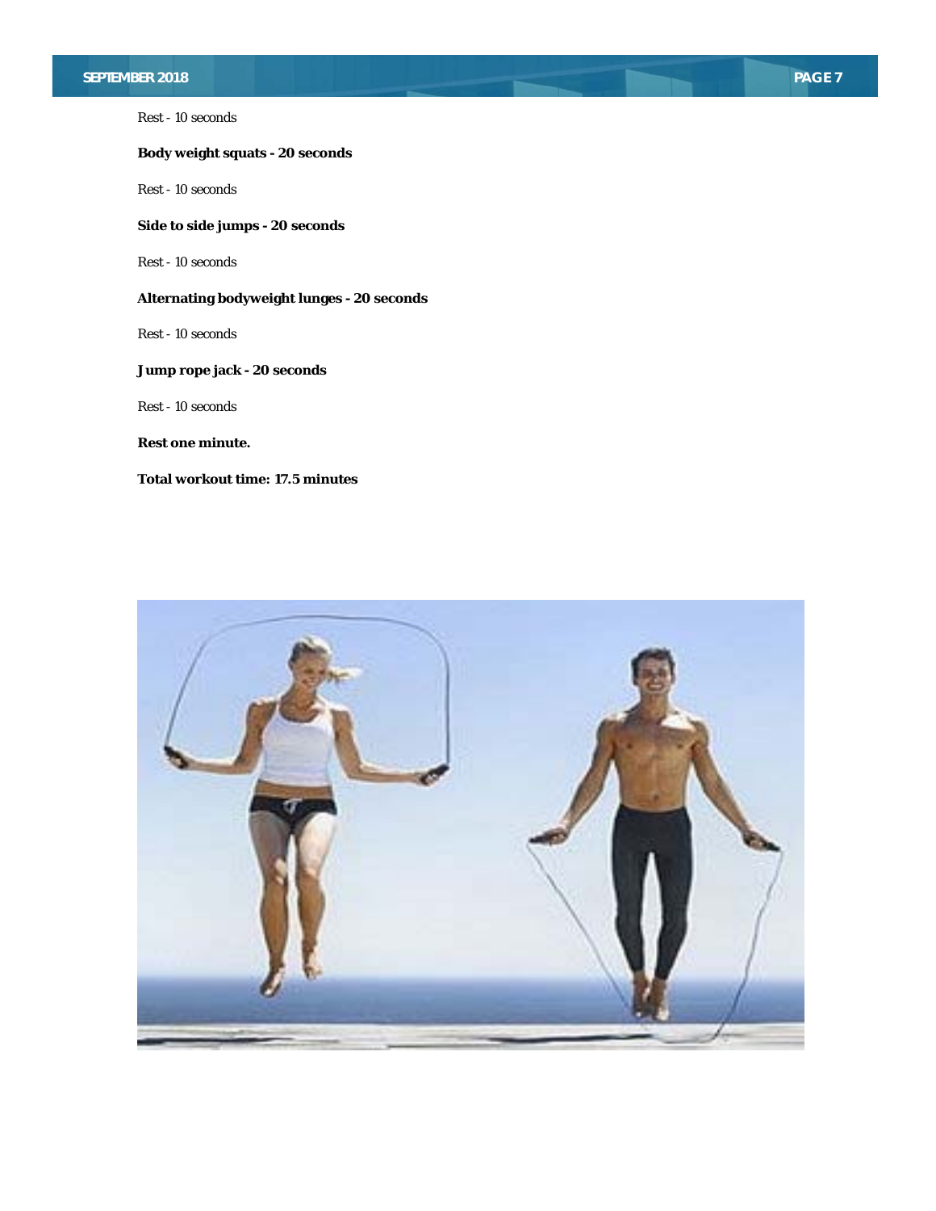Rest - 10 seconds

**Body weight squats - 20 seconds**

Rest - 10 seconds

**Side to side jumps - 20 seconds**

Rest - 10 seconds

**Alternating bodyweight lunges - 20 seconds**

Rest - 10 seconds

**Jump rope jack - 20 seconds**

Rest - 10 seconds

**Rest one minute.**

**Total workout time: 17.5 minutes**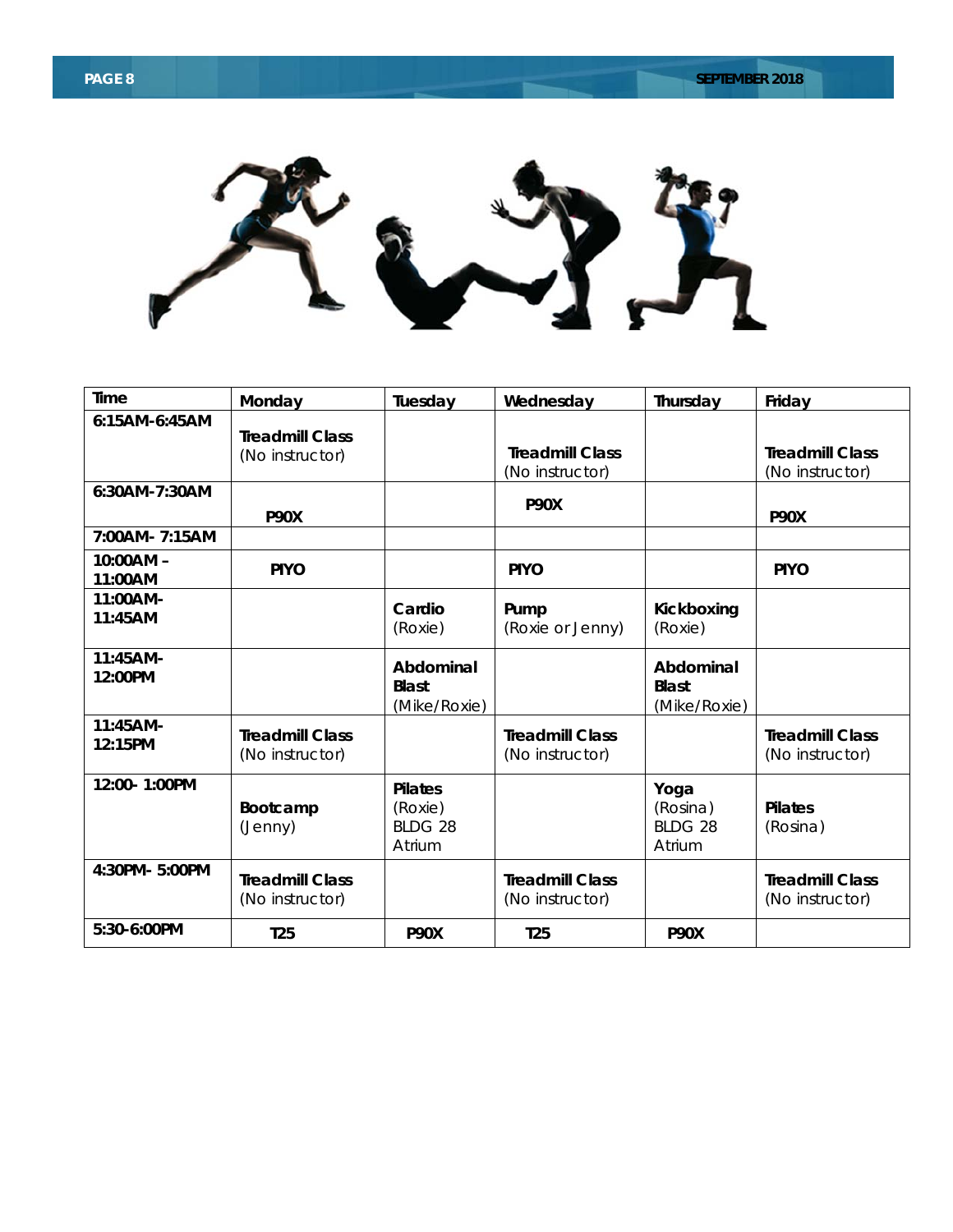| Time | Monday | Tuesday | Wednesday | Thursday | Friday |
| --- | --- | --- | --- | --- | --- |
| 6:15AM-6:45AM | **Treadmill Class** (No instructor) | | **Treadmill Class** (No instructor) | | **Treadmill Class** (No instructor) |
| 6:30AM-7:30AM | **P90X** | | **P90X** | | **P90X** |
| 7:00AM- 7:15AM | | | | | |
| 10:00AM – 11:00AM | **PIYO** | | **PIYO** | | **PIYO** |
| 11:00AM- 11:45AM | | **Cardio** (Roxie) | **Pump** (Roxie or Jenny) | **Kickboxing** (Roxie) | |
| 11:45AM- 12:00PM | | **Abdominal Blast** (Mike/Roxie) | | **Abdominal Blast** (Mike/Roxie) | |
| 11:45AM- 12:15PM | **Treadmill Class** (No instructor) | | **Treadmill Class** (No instructor) | | **Treadmill Class** (No instructor) |
| 12:00- 1:00PM | **Bootcamp** (Jenny) | **Pilates** (Roxie) BLDG 28 Atrium | | **Yoga** (Rosina) BLDG 28 Atrium | **Pilates** (Rosina) |
| 4:30PM- 5:00PM | **Treadmill Class** (No instructor) | | **Treadmill Class** (No instructor) | | **Treadmill Class** (No instructor) |
| 5:30-6:00PM | **T25** | **P90X** | **T25** | **P90X** | |